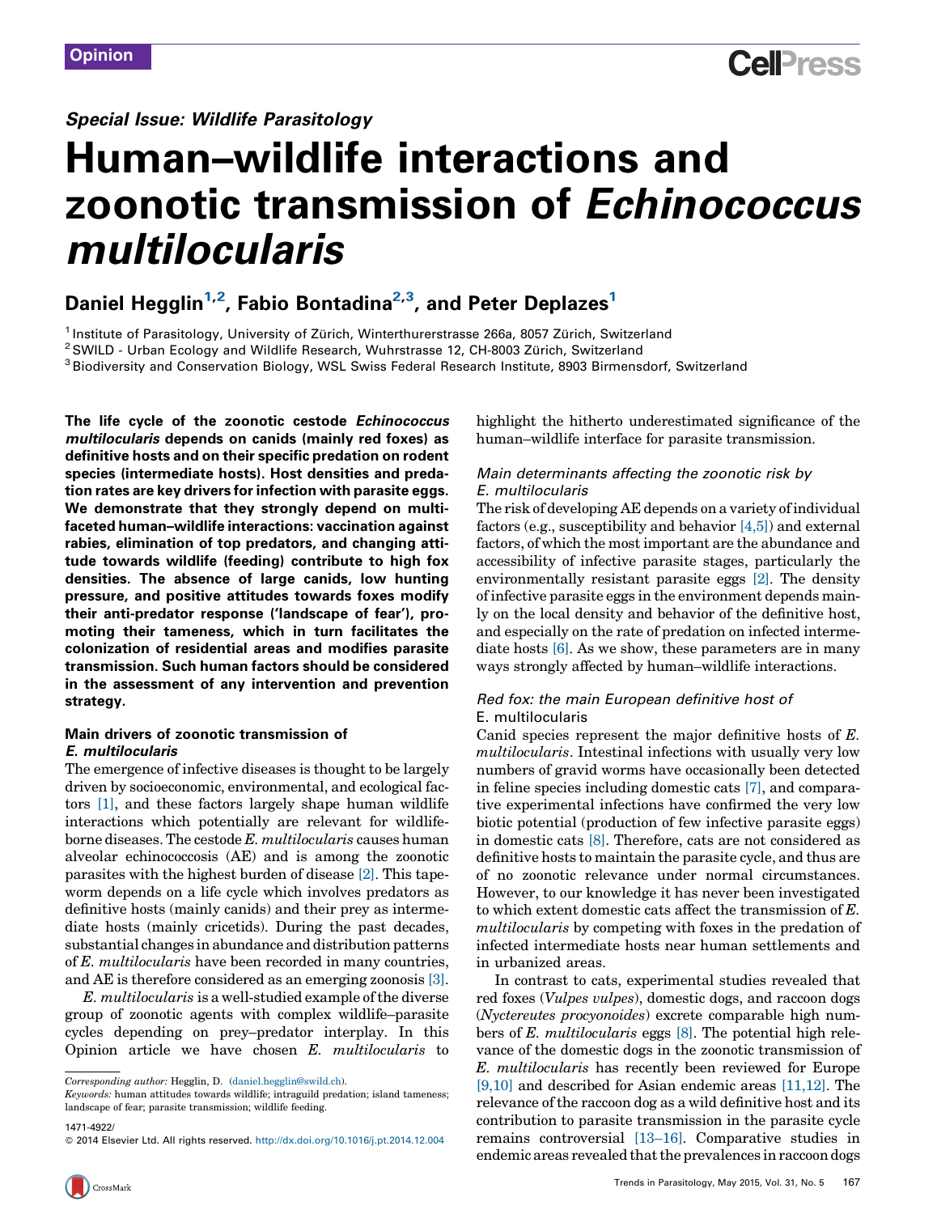Opinion

*Special Issue: Wildlife Parasitology*

# Human–wildlife interactions and zoonotic transmission of *Echinococcus multilocularis*

Daniel Hegglin[1,2], Fabio Bontadina[2,3], and Peter Deplazes[1]

[1] Institute of Parasitology, University of Zürich, Winterthurerstrasse 266a, 8057 Zürich, Switzerland
[2] SWILD - Urban Ecology and Wildlife Research, Wuhrstrasse 12, CH-8003 Zürich, Switzerland
[3] Biodiversity and Conservation Biology, WSL Swiss Federal Research Institute, 8903 Birmensdorf, Switzerland

**The life cycle of the zoonotic cestode *Echinococcus multilocularis* depends on canids (mainly red foxes) as definitive hosts and on their specific predation on rodent species (intermediate hosts). Host densities and predation rates are key drivers for infection with parasite eggs. We demonstrate that they strongly depend on multifaceted human–wildlife interactions: vaccination against rabies, elimination of top predators, and changing attitude towards wildlife (feeding) contribute to high fox densities. The absence of large canids, low hunting pressure, and positive attitudes towards foxes modify their anti-predator response ('landscape of fear'), promoting their tameness, which in turn facilitates the colonization of residential areas and modifies parasite transmission. Such human factors should be considered in the assessment of any intervention and prevention strategy.**

## Main drivers of zoonotic transmission of *E. multilocularis*

The emergence of infective diseases is thought to be largely driven by socioeconomic, environmental, and ecological factors [1], and these factors largely shape human wildlife interactions which potentially are relevant for wildlife-borne diseases. The cestode *E. multilocularis* causes human alveolar echinococcosis (AE) and is among the zoonotic parasites with the highest burden of disease [2]. This tapeworm depends on a life cycle which involves predators as definitive hosts (mainly canids) and their prey as intermediate hosts (mainly cricetids). During the past decades, substantial changes in abundance and distribution patterns of *E. multilocularis* have been recorded in many countries, and AE is therefore considered as an emerging zoonosis [3].

*E. multilocularis* is a well-studied example of the diverse group of zoonotic agents with complex wildlife–parasite cycles depending on prey–predator interplay. In this Opinion article we have chosen *E. multilocularis* to highlight the hitherto underestimated significance of the human–wildlife interface for parasite transmission.

Corresponding author: Hegglin, D. (daniel.hegglin@swild.ch).
*Keywords:* human attitudes towards wildlife; intraguild predation; island tameness; landscape of fear; parasite transmission; wildlife feeding.

1471-4922/
© 2014 Elsevier Ltd. All rights reserved. http://dx.doi.org/10.1016/j.pt.2014.12.004

### *Main determinants affecting the zoonotic risk by E. multilocularis*

The risk of developing AE depends on a variety of individual factors (e.g., susceptibility and behavior [4,5]) and external factors, of which the most important are the abundance and accessibility of infective parasite stages, particularly the environmentally resistant parasite eggs [2]. The density of infective parasite eggs in the environment depends mainly on the local density and behavior of the definitive host, and especially on the rate of predation on infected intermediate hosts [6]. As we show, these parameters are in many ways strongly affected by human–wildlife interactions.

### *Red fox: the main European definitive host of* E. multilocularis

Canid species represent the major definitive hosts of *E. multilocularis*. Intestinal infections with usually very low numbers of gravid worms have occasionally been detected in feline species including domestic cats [7], and comparative experimental infections have confirmed the very low biotic potential (production of few infective parasite eggs) in domestic cats [8]. Therefore, cats are not considered as definitive hosts to maintain the parasite cycle, and thus are of no zoonotic relevance under normal circumstances. However, to our knowledge it has never been investigated to which extent domestic cats affect the transmission of *E. multilocularis* by competing with foxes in the predation of infected intermediate hosts near human settlements and in urbanized areas.

In contrast to cats, experimental studies revealed that red foxes (*Vulpes vulpes*), domestic dogs, and raccoon dogs (*Nyctereutes procyonoides*) excrete comparable high numbers of *E. multilocularis* eggs [8]. The potential high relevance of the domestic dogs in the zoonotic transmission of *E. multilocularis* has recently been reviewed for Europe [9,10] and described for Asian endemic areas [11,12]. The relevance of the raccoon dog as a wild definitive host and its contribution to parasite transmission in the parasite cycle remains controversial [13–16]. Comparative studies in endemic areas revealed that the prevalences in raccoon dogs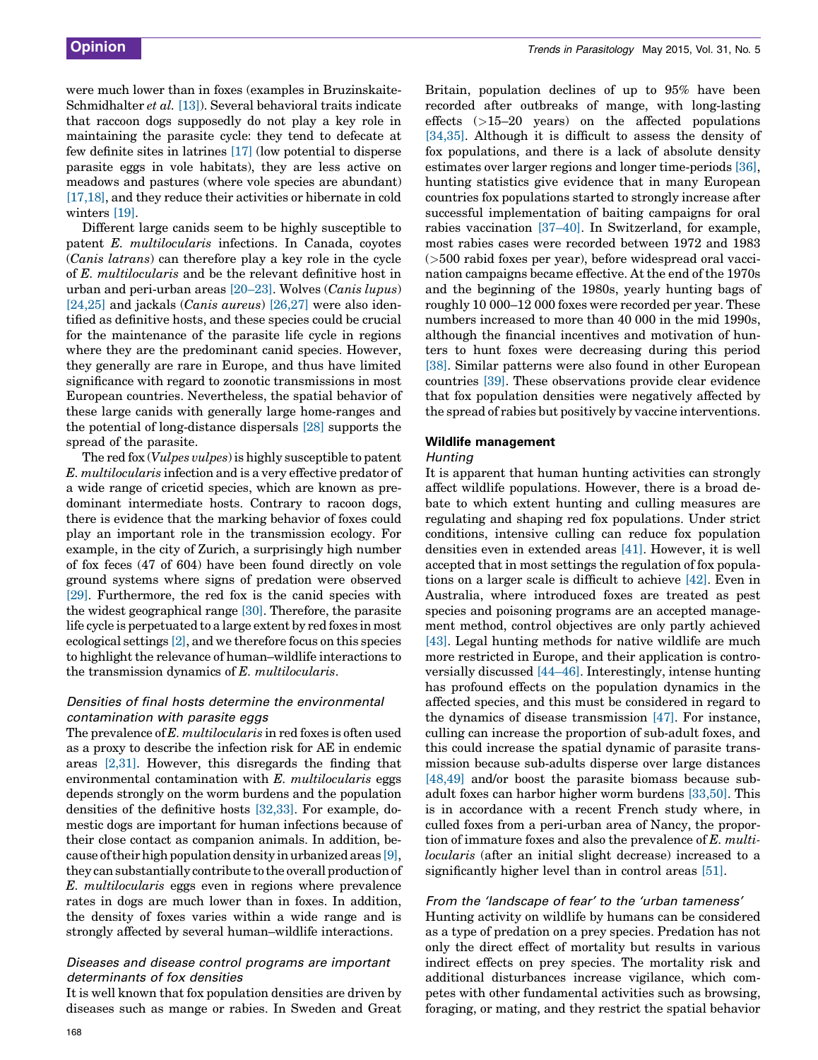were much lower than in foxes (examples in Bruzinskaite-Schmidhalter *et al.* [13]). Several behavioral traits indicate that raccoon dogs supposedly do not play a key role in maintaining the parasite cycle: they tend to defecate at few definite sites in latrines [17] (low potential to disperse parasite eggs in vole habitats), they are less active on meadows and pastures (where vole species are abundant) [17,18], and they reduce their activities or hibernate in cold winters [19].

Different large canids seem to be highly susceptible to patent *E. multilocularis* infections. In Canada, coyotes (*Canis latrans*) can therefore play a key role in the cycle of *E. multilocularis* and be the relevant definitive host in urban and peri-urban areas [20–23]. Wolves (*Canis lupus*) [24,25] and jackals (*Canis aureus*) [26,27] were also identified as definitive hosts, and these species could be crucial for the maintenance of the parasite life cycle in regions where they are the predominant canid species. However, they generally are rare in Europe, and thus have limited significance with regard to zoonotic transmissions in most European countries. Nevertheless, the spatial behavior of these large canids with generally large home-ranges and the potential of long-distance dispersals [28] supports the spread of the parasite.

The red fox (*Vulpes vulpes*) is highly susceptible to patent *E. multilocularis* infection and is a very effective predator of a wide range of cricetid species, which are known as predominant intermediate hosts. Contrary to racoon dogs, there is evidence that the marking behavior of foxes could play an important role in the transmission ecology. For example, in the city of Zurich, a surprisingly high number of fox feces (47 of 604) have been found directly on vole ground systems where signs of predation were observed [29]. Furthermore, the red fox is the canid species with the widest geographical range [30]. Therefore, the parasite life cycle is perpetuated to a large extent by red foxes in most ecological settings [2], and we therefore focus on this species to highlight the relevance of human–wildlife interactions to the transmission dynamics of *E. multilocularis*.

### *Densities of final hosts determine the environmental contamination with parasite eggs*

The prevalence of *E. multilocularis* in red foxes is often used as a proxy to describe the infection risk for AE in endemic areas [2,31]. However, this disregards the finding that environmental contamination with *E. multilocularis* eggs depends strongly on the worm burdens and the population densities of the definitive hosts [32,33]. For example, domestic dogs are important for human infections because of their close contact as companion animals. In addition, because of their high population density in urbanized areas [9], they can substantially contribute to the overall production of *E. multilocularis* eggs even in regions where prevalence rates in dogs are much lower than in foxes. In addition, the density of foxes varies within a wide range and is strongly affected by several human–wildlife interactions.

### *Diseases and disease control programs are important determinants of fox densities*

It is well known that fox population densities are driven by diseases such as mange or rabies. In Sweden and Great Britain, population declines of up to 95% have been recorded after outbreaks of mange, with long-lasting effects (>15–20 years) on the affected populations [34,35]. Although it is difficult to assess the density of fox populations, and there is a lack of absolute density estimates over larger regions and longer time-periods [36], hunting statistics give evidence that in many European countries fox populations started to strongly increase after successful implementation of baiting campaigns for oral rabies vaccination [37–40]. In Switzerland, for example, most rabies cases were recorded between 1972 and 1983 (>500 rabid foxes per year), before widespread oral vaccination campaigns became effective. At the end of the 1970s and the beginning of the 1980s, yearly hunting bags of roughly 10 000–12 000 foxes were recorded per year. These numbers increased to more than 40 000 in the mid 1990s, although the financial incentives and motivation of hunters to hunt foxes were decreasing during this period [38]. Similar patterns were also found in other European countries [39]. These observations provide clear evidence that fox population densities were negatively affected by the spread of rabies but positively by vaccine interventions.

## Wildlife management

### *Hunting*

It is apparent that human hunting activities can strongly affect wildlife populations. However, there is a broad debate to which extent hunting and culling measures are regulating and shaping red fox populations. Under strict conditions, intensive culling can reduce fox population densities even in extended areas [41]. However, it is well accepted that in most settings the regulation of fox populations on a larger scale is difficult to achieve [42]. Even in Australia, where introduced foxes are treated as pest species and poisoning programs are an accepted management method, control objectives are only partly achieved [43]. Legal hunting methods for native wildlife are much more restricted in Europe, and their application is controversially discussed [44–46]. Interestingly, intense hunting has profound effects on the population dynamics in the affected species, and this must be considered in regard to the dynamics of disease transmission [47]. For instance, culling can increase the proportion of sub-adult foxes, and this could increase the spatial dynamic of parasite transmission because sub-adults disperse over large distances [48,49] and/or boost the parasite biomass because sub-adult foxes can harbor higher worm burdens [33,50]. This is in accordance with a recent French study where, in culled foxes from a peri-urban area of Nancy, the proportion of immature foxes and also the prevalence of *E. multilocularis* (after an initial slight decrease) increased to a significantly higher level than in control areas [51].

### *From the 'landscape of fear' to the 'urban tameness'*

Hunting activity on wildlife by humans can be considered as a type of predation on a prey species. Predation has not only the direct effect of mortality but results in various indirect effects on prey species. The mortality risk and additional disturbances increase vigilance, which competes with other fundamental activities such as browsing, foraging, or mating, and they restrict the spatial behavior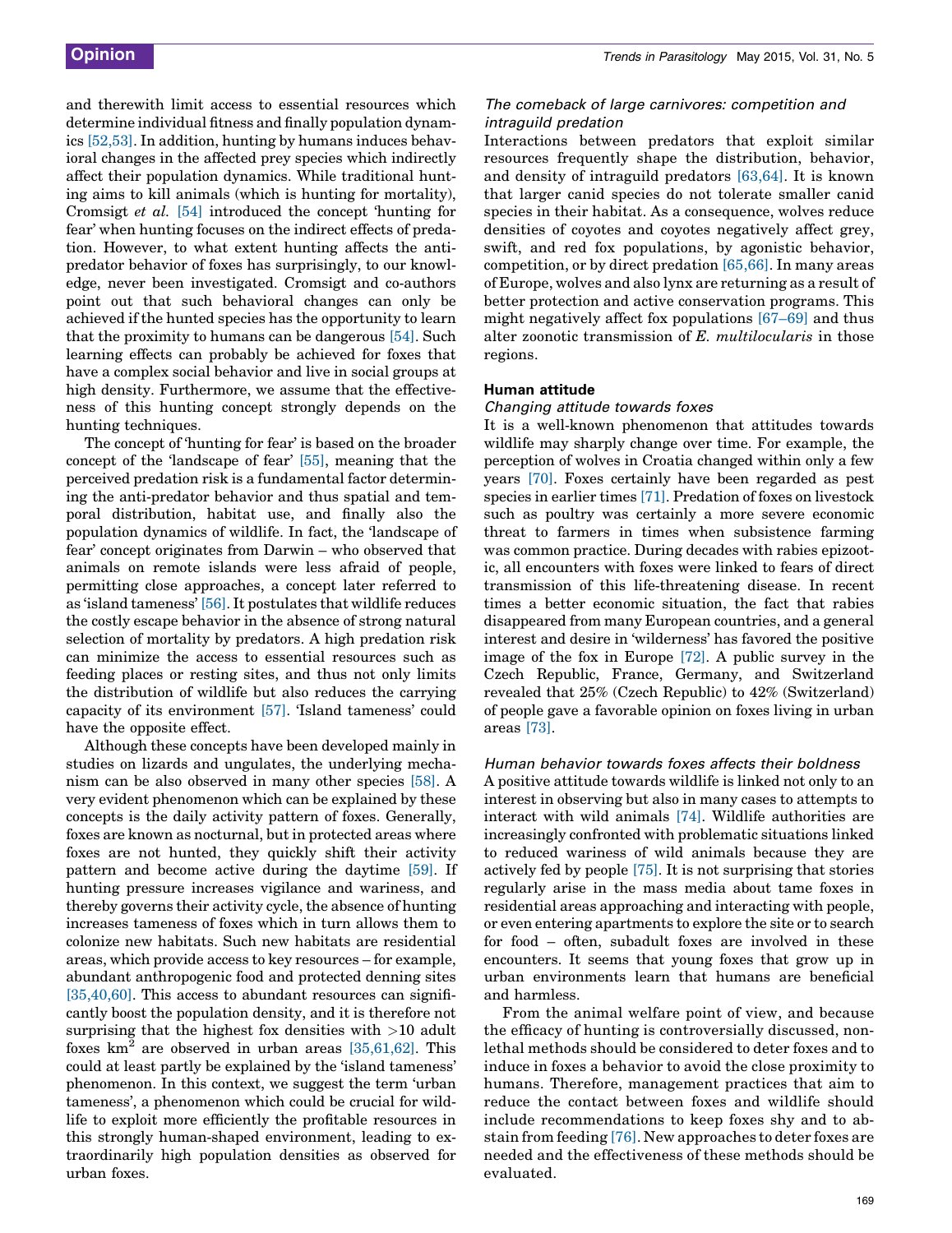and therewith limit access to essential resources which determine individual fitness and finally population dynamics [52,53]. In addition, hunting by humans induces behavioral changes in the affected prey species which indirectly affect their population dynamics. While traditional hunting aims to kill animals (which is hunting for mortality), Cromsigt *et al.* [54] introduced the concept 'hunting for fear' when hunting focuses on the indirect effects of predation. However, to what extent hunting affects the antipredator behavior of foxes has surprisingly, to our knowledge, never been investigated. Cromsigt and co-authors point out that such behavioral changes can only be achieved if the hunted species has the opportunity to learn that the proximity to humans can be dangerous [54]. Such learning effects can probably be achieved for foxes that have a complex social behavior and live in social groups at high density. Furthermore, we assume that the effectiveness of this hunting concept strongly depends on the hunting techniques.

The concept of 'hunting for fear' is based on the broader concept of the 'landscape of fear' [55], meaning that the perceived predation risk is a fundamental factor determining the anti-predator behavior and thus spatial and temporal distribution, habitat use, and finally also the population dynamics of wildlife. In fact, the 'landscape of fear' concept originates from Darwin – who observed that animals on remote islands were less afraid of people, permitting close approaches, a concept later referred to as 'island tameness' [56]. It postulates that wildlife reduces the costly escape behavior in the absence of strong natural selection of mortality by predators. A high predation risk can minimize the access to essential resources such as feeding places or resting sites, and thus not only limits the distribution of wildlife but also reduces the carrying capacity of its environment [57]. 'Island tameness' could have the opposite effect.

Although these concepts have been developed mainly in studies on lizards and ungulates, the underlying mechanism can be also observed in many other species [58]. A very evident phenomenon which can be explained by these concepts is the daily activity pattern of foxes. Generally, foxes are known as nocturnal, but in protected areas where foxes are not hunted, they quickly shift their activity pattern and become active during the daytime [59]. If hunting pressure increases vigilance and wariness, and thereby governs their activity cycle, the absence of hunting increases tameness of foxes which in turn allows them to colonize new habitats. Such new habitats are residential areas, which provide access to key resources – for example, abundant anthropogenic food and protected denning sites [35,40,60]. This access to abundant resources can significantly boost the population density, and it is therefore not surprising that the highest fox densities with >10 adult foxes km$^2$ are observed in urban areas [35,61,62]. This could at least partly be explained by the 'island tameness' phenomenon. In this context, we suggest the term 'urban tameness', a phenomenon which could be crucial for wildlife to exploit more efficiently the profitable resources in this strongly human-shaped environment, leading to extraordinarily high population densities as observed for urban foxes.

### *The comeback of large carnivores: competition and intraguild predation*

Interactions between predators that exploit similar resources frequently shape the distribution, behavior, and density of intraguild predators [63,64]. It is known that larger canid species do not tolerate smaller canid species in their habitat. As a consequence, wolves reduce densities of coyotes and coyotes negatively affect grey, swift, and red fox populations, by agonistic behavior, competition, or by direct predation [65,66]. In many areas of Europe, wolves and also lynx are returning as a result of better protection and active conservation programs. This might negatively affect fox populations [67–69] and thus alter zoonotic transmission of *E. multilocularis* in those regions.

## Human attitude

### *Changing attitude towards foxes*

It is a well-known phenomenon that attitudes towards wildlife may sharply change over time. For example, the perception of wolves in Croatia changed within only a few years [70]. Foxes certainly have been regarded as pest species in earlier times [71]. Predation of foxes on livestock such as poultry was certainly a more severe economic threat to farmers in times when subsistence farming was common practice. During decades with rabies epizootic, all encounters with foxes were linked to fears of direct transmission of this life-threatening disease. In recent times a better economic situation, the fact that rabies disappeared from many European countries, and a general interest and desire in 'wilderness' has favored the positive image of the fox in Europe [72]. A public survey in the Czech Republic, France, Germany, and Switzerland revealed that 25% (Czech Republic) to 42% (Switzerland) of people gave a favorable opinion on foxes living in urban areas [73].

### *Human behavior towards foxes affects their boldness*

A positive attitude towards wildlife is linked not only to an interest in observing but also in many cases to attempts to interact with wild animals [74]. Wildlife authorities are increasingly confronted with problematic situations linked to reduced wariness of wild animals because they are actively fed by people [75]. It is not surprising that stories regularly arise in the mass media about tame foxes in residential areas approaching and interacting with people, or even entering apartments to explore the site or to search for food – often, subadult foxes are involved in these encounters. It seems that young foxes that grow up in urban environments learn that humans are beneficial and harmless.

From the animal welfare point of view, and because the efficacy of hunting is controversially discussed, nonlethal methods should be considered to deter foxes and to induce in foxes a behavior to avoid the close proximity to humans. Therefore, management practices that aim to reduce the contact between foxes and wildlife should include recommendations to keep foxes shy and to abstain from feeding [76]. New approaches to deter foxes are needed and the effectiveness of these methods should be evaluated.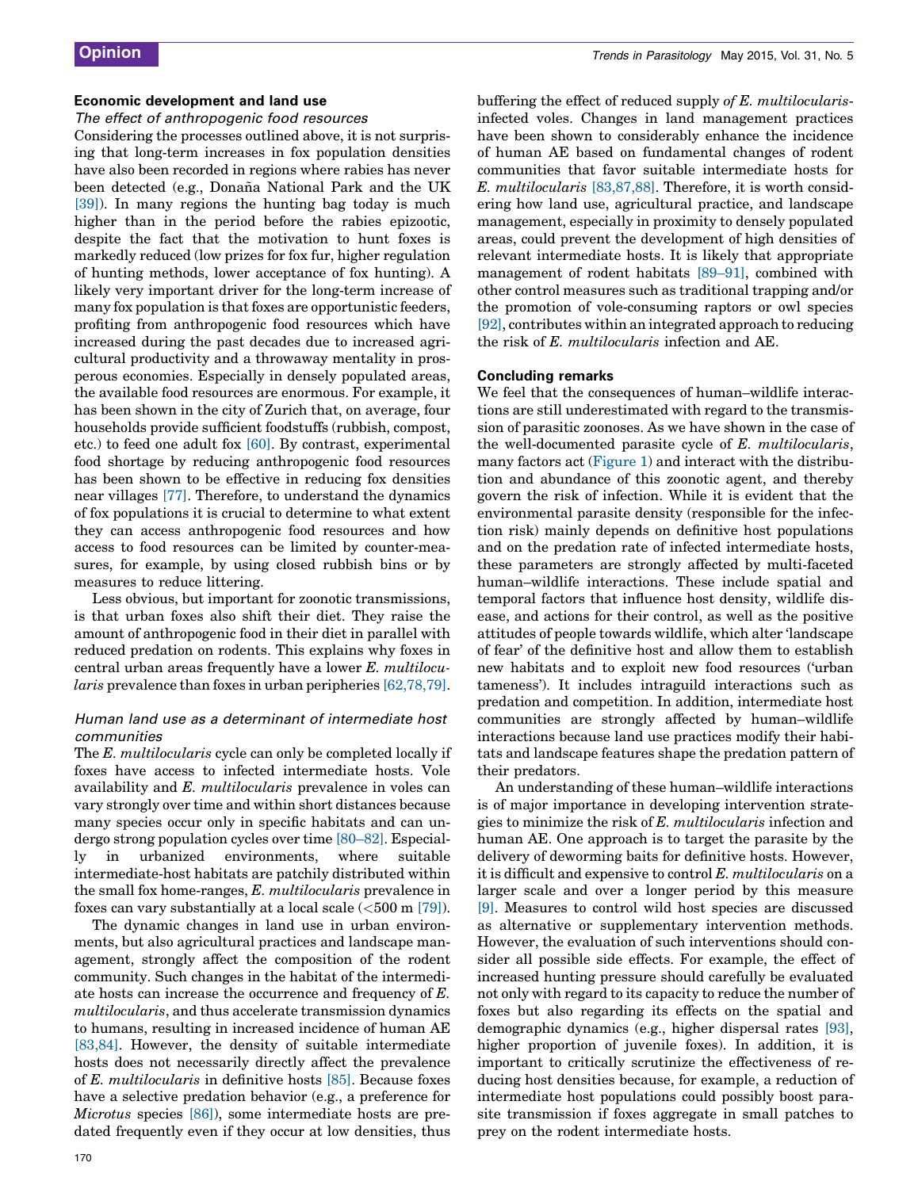## Economic development and land use

### The effect of anthropogenic food resources

Considering the processes outlined above, it is not surprising that long-term increases in fox population densities have also been recorded in regions where rabies has never been detected (e.g., Doñana National Park and the UK [39]). In many regions the hunting bag today is much higher than in the period before the rabies epizootic, despite the fact that the motivation to hunt foxes is markedly reduced (low prizes for fox fur, higher regulation of hunting methods, lower acceptance of fox hunting). A likely very important driver for the long-term increase of many fox population is that foxes are opportunistic feeders, profiting from anthropogenic food resources which have increased during the past decades due to increased agricultural productivity and a throwaway mentality in prosperous economies. Especially in densely populated areas, the available food resources are enormous. For example, it has been shown in the city of Zurich that, on average, four households provide sufficient foodstuffs (rubbish, compost, etc.) to feed one adult fox [60]. By contrast, experimental food shortage by reducing anthropogenic food resources has been shown to be effective in reducing fox densities near villages [77]. Therefore, to understand the dynamics of fox populations it is crucial to determine to what extent they can access anthropogenic food resources and how access to food resources can be limited by counter-measures, for example, by using closed rubbish bins or by measures to reduce littering.

Less obvious, but important for zoonotic transmissions, is that urban foxes also shift their diet. They raise the amount of anthropogenic food in their diet in parallel with reduced predation on rodents. This explains why foxes in central urban areas frequently have a lower *E. multilocularis* prevalence than foxes in urban peripheries [62,78,79].

### Human land use as a determinant of intermediate host communities

The *E. multilocularis* cycle can only be completed locally if foxes have access to infected intermediate hosts. Vole availability and *E. multilocularis* prevalence in voles can vary strongly over time and within short distances because many species occur only in specific habitats and can undergo strong population cycles over time [80–82]. Especially in urbanized environments, where suitable intermediate-host habitats are patchily distributed within the small fox home-ranges, *E. multilocularis* prevalence in foxes can vary substantially at a local scale (<500 m [79]).

The dynamic changes in land use in urban environments, but also agricultural practices and landscape management, strongly affect the composition of the rodent community. Such changes in the habitat of the intermediate hosts can increase the occurrence and frequency of *E. multilocularis*, and thus accelerate transmission dynamics to humans, resulting in increased incidence of human AE [83,84]. However, the density of suitable intermediate hosts does not necessarily directly affect the prevalence of *E. multilocularis* in definitive hosts [85]. Because foxes have a selective predation behavior (e.g., a preference for *Microtus* species [86]), some intermediate hosts are predated frequently even if they occur at low densities, thus buffering the effect of reduced supply *of E. multilocularis*-infected voles. Changes in land management practices have been shown to considerably enhance the incidence of human AE based on fundamental changes of rodent communities that favor suitable intermediate hosts for *E. multilocularis* [83,87,88]. Therefore, it is worth considering how land use, agricultural practice, and landscape management, especially in proximity to densely populated areas, could prevent the development of high densities of relevant intermediate hosts. It is likely that appropriate management of rodent habitats [89–91], combined with other control measures such as traditional trapping and/or the promotion of vole-consuming raptors or owl species [92], contributes within an integrated approach to reducing the risk of *E. multilocularis* infection and AE.

## Concluding remarks

We feel that the consequences of human–wildlife interactions are still underestimated with regard to the transmission of parasitic zoonoses. As we have shown in the case of the well-documented parasite cycle of *E. multilocularis*, many factors act (Figure 1) and interact with the distribution and abundance of this zoonotic agent, and thereby govern the risk of infection. While it is evident that the environmental parasite density (responsible for the infection risk) mainly depends on definitive host populations and on the predation rate of infected intermediate hosts, these parameters are strongly affected by multi-faceted human–wildlife interactions. These include spatial and temporal factors that influence host density, wildlife disease, and actions for their control, as well as the positive attitudes of people towards wildlife, which alter 'landscape of fear' of the definitive host and allow them to establish new habitats and to exploit new food resources ('urban tameness'). It includes intraguild interactions such as predation and competition. In addition, intermediate host communities are strongly affected by human–wildlife interactions because land use practices modify their habitats and landscape features shape the predation pattern of their predators.

An understanding of these human–wildlife interactions is of major importance in developing intervention strategies to minimize the risk of *E. multilocularis* infection and human AE. One approach is to target the parasite by the delivery of deworming baits for definitive hosts. However, it is difficult and expensive to control *E. multilocularis* on a larger scale and over a longer period by this measure [9]. Measures to control wild host species are discussed as alternative or supplementary intervention methods. However, the evaluation of such interventions should consider all possible side effects. For example, the effect of increased hunting pressure should carefully be evaluated not only with regard to its capacity to reduce the number of foxes but also regarding its effects on the spatial and demographic dynamics (e.g., higher dispersal rates [93], higher proportion of juvenile foxes). In addition, it is important to critically scrutinize the effectiveness of reducing host densities because, for example, a reduction of intermediate host populations could possibly boost parasite transmission if foxes aggregate in small patches to prey on the rodent intermediate hosts.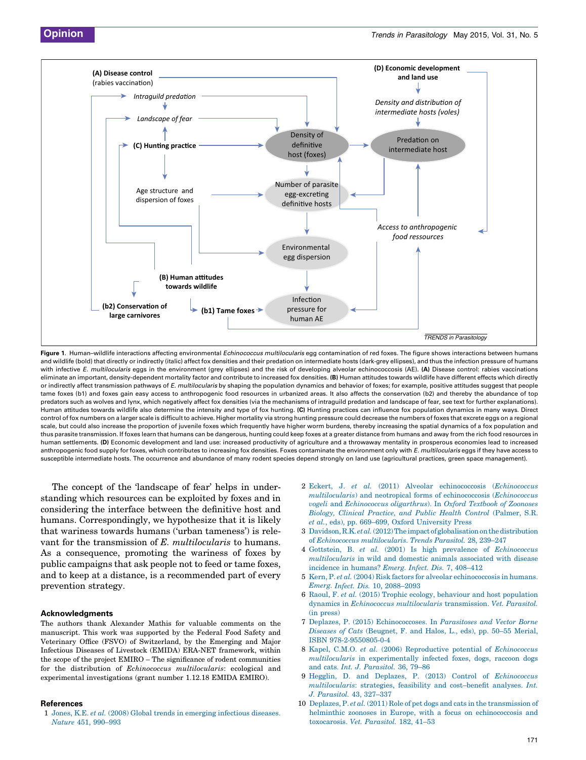(A) Disease control
(rabies vaccination)

Intraguild predation

Landscape of fear

(C) Hunting practice

Age structure and
dispersion of foxes

(B) Human attitudes
towards wildlife

(b2) Conservation of
large carnivores

(b1) Tame foxes

Density of
definitive
host (foxes)

Number of parasite
egg-excreting
definitive hosts

Environmental
egg dispersion

Infection
pressure for
human AE

(D) Economic development
and land use

Density and distribution of
intermediate hosts (voles)

Predation on
intermediate host

Access to anthropogenic
food ressources

TRENDS in Parasitology

Figure 1. Human–wildlife interactions affecting environmental *Echinococcus multilocularis* egg contamination of red foxes. The figure shows interactions between humans and wildlife (bold) that directly or indirectly (italic) affect fox densities and their predation on intermediate hosts (dark-grey ellipses), and thus the infection pressure of humans with infective *E. multilocularis* eggs in the environment (grey ellipses) and the risk of developing alveolar echinococcosis (AE). **(A)** Disease control: rabies vaccinations eliminate an important, density-dependent mortality factor and contribute to increased fox densities. **(B)** Human attitudes towards wildlife have different effects which directly or indirectly affect transmission pathways of *E. multilocularis* by shaping the population dynamics and behavior of foxes; for example, positive attitudes suggest that people tame foxes (b1) and foxes gain easy access to anthropogenic food resources in urbanized areas. It also affects the conservation (b2) and thereby the abundance of top predators such as wolves and lynx, which negatively affect fox densities (via the mechanisms of intraguild predation and landscape of fear, see text for further explanations). Human attitudes towards wildlife also determine the intensity and type of fox hunting. **(C)** Hunting practices can influence fox population dynamics in many ways. Direct control of fox numbers on a larger scale is difficult to achieve. Higher mortality via strong hunting pressure could decrease the numbers of foxes that excrete eggs on a regional scale, but could also increase the proportion of juvenile foxes which frequently have higher worm burdens, thereby increasing the spatial dynamics of a fox population and thus parasite transmission. If foxes learn that humans can be dangerous, hunting could keep foxes at a greater distance from humans and away from the rich food resources in human settlements. **(D)** Economic development and land use: increased productivity of agriculture and a throwaway mentality in prosperous economies lead to increased anthropogenic food supply for foxes, which contributes to increasing fox densities. Foxes contaminate the environment only with *E. multilocularis* eggs if they have access to susceptible intermediate hosts. The occurrence and abundance of many rodent species depend strongly on land use (agricultural practices, green space management).

The concept of the 'landscape of fear' helps in understanding which resources can be exploited by foxes and in considering the interface between the definitive host and humans. Correspondingly, we hypothesize that it is likely that wariness towards humans ('urban tameness') is relevant for the transmission of *E. multilocularis* to humans. As a consequence, promoting the wariness of foxes by public campaigns that ask people not to feed or tame foxes, and to keep at a distance, is a recommended part of every prevention strategy.

## Acknowledgments

The authors thank Alexander Mathis for valuable comments on the manuscript. This work was supported by the Federal Food Safety and Veterinary Office (FSVO) of Switzerland, by the Emerging and Major Infectious Diseases of Livestock (EMIDA) ERA-NET framework, within the scope of the project EMIRO – The significance of rodent communities for the distribution of *Echinococcus multilocularis*: ecological and experimental investigations (grant number 1.12.18 EMIDA EMIRO).

## References

1 Jones, K.E. *et al.* (2008) Global trends in emerging infectious diseases. *Nature* 451, 990–993

2 Eckert, J. *et al.* (2011) Alveolar echinococcosis (*Echinococcus multilocularis*) and neotropical forms of echinococcosis (*Echinococcus vogeli* and *Echinococcus oligarthrus*). In *Oxford Textbook of Zoonoses Biology, Clinical Practice, and Public Health Control* (Palmer, S.R. *et al.*, eds), pp. 669–699, Oxford University Press

3 Davidson, R.K. *et al.* (2012) The impact of globalisation on the distribution of *Echinococcus multilocularis*. *Trends Parasitol.* 28, 239–247

4 Gottstein, B. *et al.* (2001) Is high prevalence of *Echinococcus multilocularis* in wild and domestic animals associated with disease incidence in humans? *Emerg. Infect. Dis.* 7, 408–412

5 Kern, P. *et al.* (2004) Risk factors for alveolar echinococcosis in humans. *Emerg. Infect. Dis.* 10, 2088–2093

6 Raoul, F. *et al.* (2015) Trophic ecology, behaviour and host population dynamics in *Echinococcus multilocularis* transmission. *Vet. Parasitol.* (in press)

7 Deplazes, P. (2015) Echinococcoses. In *Parasitoses and Vector Borne Diseases of Cats* (Beugnet, F. and Halos, L., eds), pp. 50–55 Merial, ISBN 978-2-9550805-0-4

8 Kapel, C.M.O. *et al.* (2006) Reproductive potential of *Echinococcus multilocularis* in experimentally infected foxes, dogs, raccoon dogs and cats. *Int. J. Parasitol.* 36, 79–86

9 Hegglin, D. and Deplazes, P. (2013) Control of *Echinococcus multilocularis*: strategies, feasibility and cost–benefit analyses. *Int. J. Parasitol.* 43, 327–337

10 Deplazes, P. *et al.* (2011) Role of pet dogs and cats in the transmission of helminthic zoonoses in Europe, with a focus on echinococcosis and toxocarosis. *Vet. Parasitol.* 182, 41–53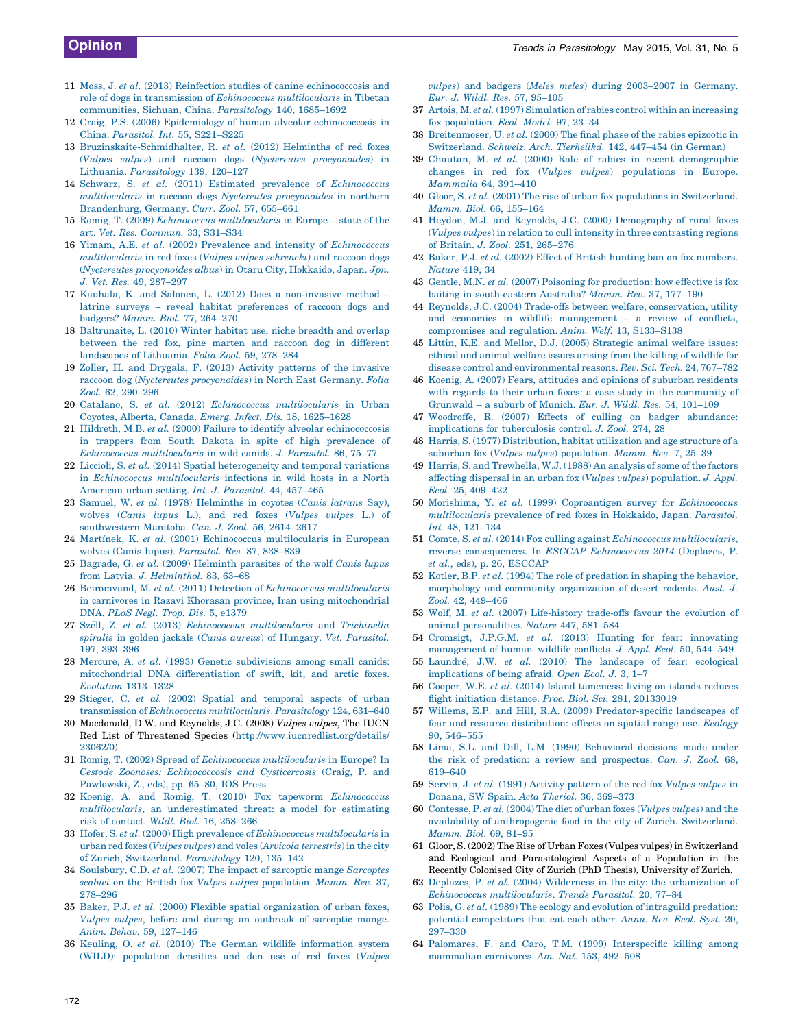11 Moss, J. *et al.* (2013) Reinfection studies of canine echinococcosis and role of dogs in transmission of *Echinococcus multilocularis* in Tibetan communities, Sichuan, China. *Parasitology* 140, 1685–1692

12 Craig, P.S. (2006) Epidemiology of human alveolar echinococcosis in China. *Parasitol. Int.* 55, S221–S225

13 Bruzinskaite-Schmidhalter, R. *et al.* (2012) Helminths of red foxes (*Vulpes vulpes*) and raccoon dogs (*Nyctereutes procyonoides*) in Lithuania. *Parasitology* 139, 120–127

14 Schwarz, S. *et al.* (2011) Estimated prevalence of *Echinococcus multilocularis* in raccoon dogs *Nyctereutes procyonoides* in northern Brandenburg, Germany. *Curr. Zool.* 57, 655–661

15 Romig, T. (2009) *Echinococcus multilocularis* in Europe – state of the art. *Vet. Res. Commun.* 33, S31–S34

16 Yimam, A.E. *et al.* (2002) Prevalence and intensity of *Echinococcus multilocularis* in red foxes (*Vulpes vulpes schrencki*) and raccoon dogs (*Nyctereutes procyonoides albus*) in Otaru City, Hokkaido, Japan. *Jpn. J. Vet. Res.* 49, 287–297

17 Kauhala, K. and Salonen, L. (2012) Does a non-invasive method – latrine surveys – reveal habitat preferences of raccoon dogs and badgers? *Mamm. Biol.* 77, 264–270

18 Baltrunaite, L. (2010) Winter habitat use, niche breadth and overlap between the red fox, pine marten and raccoon dog in different landscapes of Lithuania. *Folia Zool.* 59, 278–284

19 Zoller, H. and Drygala, F. (2013) Activity patterns of the invasive raccoon dog (*Nyctereutes procyonoides*) in North East Germany. *Folia Zool.* 62, 290–296

20 Catalano, S. *et al.* (2012) *Echinococcus multilocularis* in Urban Coyotes, Alberta, Canada. *Emerg. Infect. Dis.* 18, 1625–1628

21 Hildreth, M.B. *et al.* (2000) Failure to identify alveolar echinococcosis in trappers from South Dakota in spite of high prevalence of *Echinococcus multilocularis* in wild canids. *J. Parasitol.* 86, 75–77

22 Liccioli, S. *et al.* (2014) Spatial heterogeneity and temporal variations in *Echinococcus multilocularis* infections in wild hosts in a North American urban setting. *Int. J. Parasitol.* 44, 457–465

23 Samuel, W. *et al.* (1978) Helminths in coyotes (*Canis latrans* Say), wolves (*Canis lupus* L.), and red foxes (*Vulpes vulpes* L.) of southwestern Manitoba. *Can. J. Zool.* 56, 2614–2617

24 Martínek, K. *et al.* (2001) Echinococcus multilocularis in European wolves (Canis lupus). *Parasitol. Res.* 87, 838–839

25 Bagrade, G. *et al.* (2009) Helminth parasites of the wolf *Canis lupus* from Latvia. *J. Helminthol.* 83, 63–68

26 Beiromvand, M. *et al.* (2011) Detection of *Echinococcus multilocularis* in carnivores in Razavi Khorasan province, Iran using mitochondrial DNA. *PLoS Negl. Trop. Dis.* 5, e1379

27 Széll, Z. *et al.* (2013) *Echinococcus multilocularis* and *Trichinella spiralis* in golden jackals (*Canis aureus*) of Hungary. *Vet. Parasitol.* 197, 393–396

28 Mercure, A. *et al.* (1993) Genetic subdivisions among small canids: mitochondrial DNA differentiation of swift, kit, and arctic foxes. *Evolution* 1313–1328

29 Stieger, C. *et al.* (2002) Spatial and temporal aspects of urban transmission of *Echinococcus multilocularis*. *Parasitology* 124, 631–640

30 Macdonald, D.W. and Reynolds, J.C. (2008) *Vulpes vulpes*, The IUCN Red List of Threatened Species (http://www.iucnredlist.org/details/23062/0)

31 Romig, T. (2002) Spread of *Echinococcus multilocularis* in Europe? In *Cestode Zoonoses: Echinococcosis and Cysticercosis* (Craig, P. and Pawlowski, Z., eds), pp. 65–80, IOS Press

32 Koenig, A. and Romig, T. (2010) Fox tapeworm *Echinococcus multilocularis*, an underestimated threat: a model for estimating risk of contact. *Wildl. Biol.* 16, 258–266

33 Hofer, S. *et al.* (2000) High prevalence of *Echinococcus multilocularis* in urban red foxes (*Vulpes vulpes*) and voles (*Arvicola terrestris*) in the city of Zurich, Switzerland. *Parasitology* 120, 135–142

34 Soulsbury, C.D. *et al.* (2007) The impact of sarcoptic mange *Sarcoptes scabiei* on the British fox *Vulpes vulpes* population. *Mamm. Rev.* 37, 278–296

35 Baker, P.J. *et al.* (2000) Flexible spatial organization of urban foxes, *Vulpes vulpes*, before and during an outbreak of sarcoptic mange. *Anim. Behav.* 59, 127–146

36 Keuling, O. *et al.* (2010) The German wildlife information system (WILD): population densities and den use of red foxes (*Vulpes vulpes*) and badgers (*Meles meles*) during 2003–2007 in Germany. *Eur. J. Wildl. Res.* 57, 95–105

37 Artois, M. *et al.* (1997) Simulation of rabies control within an increasing fox population. *Ecol. Model.* 97, 23–34

38 Breitenmoser, U. *et al.* (2000) The final phase of the rabies epizootic in Switzerland. *Schweiz. Arch. Tierheilkd.* 142, 447–454 (in German)

39 Chautan, M. *et al.* (2000) Role of rabies in recent demographic changes in red fox (*Vulpes vulpes*) populations in Europe. *Mammalia* 64, 391–410

40 Gloor, S. *et al.* (2001) The rise of urban fox populations in Switzerland. *Mamm. Biol.* 66, 155–164

41 Heydon, M.J. and Reynolds, J.C. (2000) Demography of rural foxes (*Vulpes vulpes*) in relation to cull intensity in three contrasting regions of Britain. *J. Zool.* 251, 265–276

42 Baker, P.J. *et al.* (2002) Effect of British hunting ban on fox numbers. *Nature* 419, 34

43 Gentle, M.N. *et al.* (2007) Poisoning for production: how effective is fox baiting in south-eastern Australia? *Mamm. Rev.* 37, 177–190

44 Reynolds, J.C. (2004) Trade-offs between welfare, conservation, utility and economics in wildlife management – a review of conflicts, compromises and regulation. *Anim. Welf.* 13, S133–S138

45 Littin, K.E. and Mellor, D.J. (2005) Strategic animal welfare issues: ethical and animal welfare issues arising from the killing of wildlife for disease control and environmental reasons. *Rev. Sci. Tech.* 24, 767–782

46 Koenig, A. (2007) Fears, attitudes and opinions of suburban residents with regards to their urban foxes: a case study in the community of Grünwald – a suburb of Munich. *Eur. J. Wildl. Res.* 54, 101–109

47 Woodroffe, R. (2007) Effects of culling on badger abundance: implications for tuberculosis control. *J. Zool.* 274, 28

48 Harris, S. (1977) Distribution, habitat utilization and age structure of a suburban fox (*Vulpes vulpes*) population. *Mamm. Rev.* 7, 25–39

49 Harris, S. and Trewhella, W.J. (1988) An analysis of some of the factors affecting dispersal in an urban fox (*Vulpes vulpes*) population. *J. Appl. Ecol.* 25, 409–422

50 Morishima, Y. *et al.* (1999) Coproantigen survey for *Echinococcus multilocularis* prevalence of red foxes in Hokkaido, Japan. *Parasitol. Int.* 48, 121–134

51 Comte, S. *et al.* (2014) Fox culling against *Echinococcus multilocularis*, reverse consequences. In *ESCCAP Echinococcus 2014* (Deplazes, P. *et al.*, eds), p. 26, ESCCAP

52 Kotler, B.P. *et al.* (1994) The role of predation in shaping the behavior, morphology and community organization of desert rodents. *Aust. J. Zool.* 42, 449–466

53 Wolf, M. *et al.* (2007) Life-history trade-offs favour the evolution of animal personalities. *Nature* 447, 581–584

54 Cromsigt, J.P.G.M. *et al.* (2013) Hunting for fear: innovating management of human–wildlife conflicts. *J. Appl. Ecol.* 50, 544–549

55 Laundré, J.W. *et al.* (2010) The landscape of fear: ecological implications of being afraid. *Open Ecol. J.* 3, 1–7

56 Cooper, W.E. *et al.* (2014) Island tameness: living on islands reduces flight initiation distance. *Proc. Biol. Sci.* 281, 20133019

57 Willems, E.P. and Hill, R.A. (2009) Predator-specific landscapes of fear and resource distribution: effects on spatial range use. *Ecology* 90, 546–555

58 Lima, S.L. and Dill, L.M. (1990) Behavioral decisions made under the risk of predation: a review and prospectus. *Can. J. Zool.* 68, 619–640

59 Servin, J. *et al.* (1991) Activity pattern of the red fox *Vulpes vulpes* in Donana, SW Spain. *Acta Theriol.* 36, 369–373

60 Contesse, P. *et al.* (2004) The diet of urban foxes (*Vulpes vulpes*) and the availability of anthropogenic food in the city of Zurich. Switzerland. *Mamm. Biol.* 69, 81–95

61 Gloor, S. (2002) The Rise of Urban Foxes (Vulpes vulpes) in Switzerland and Ecological and Parasitological Aspects of a Population in the Recently Colonised City of Zurich (PhD Thesis), University of Zurich.

62 Deplazes, P. *et al.* (2004) Wilderness in the city: the urbanization of *Echinococcus multilocularis*. *Trends Parasitol.* 20, 77–84

63 Polis, G. *et al.* (1989) The ecology and evolution of intraguild predation: potential competitors that eat each other. *Annu. Rev. Ecol. Syst.* 20, 297–330

64 Palomares, F. and Caro, T.M. (1999) Interspecific killing among mammalian carnivores. *Am. Nat.* 153, 492–508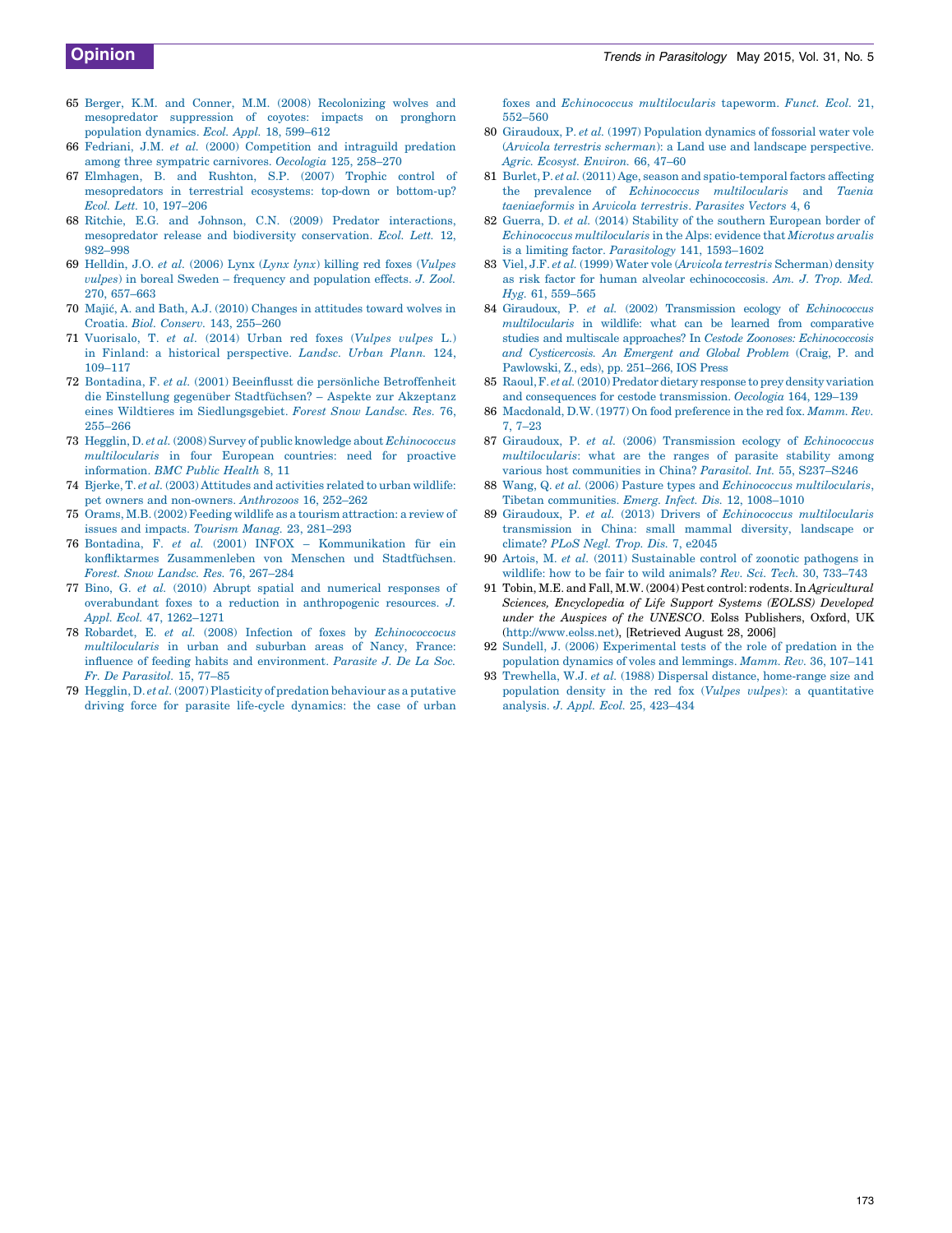65 Berger, K.M. and Conner, M.M. (2008) Recolonizing wolves and mesopredator suppression of coyotes: impacts on pronghorn population dynamics. *Ecol. Appl.* 18, 599–612

66 Fedriani, J.M. *et al.* (2000) Competition and intraguild predation among three sympatric carnivores. *Oecologia* 125, 258–270

67 Elmhagen, B. and Rushton, S.P. (2007) Trophic control of mesopredators in terrestrial ecosystems: top-down or bottom-up? *Ecol. Lett.* 10, 197–206

68 Ritchie, E.G. and Johnson, C.N. (2009) Predator interactions, mesopredator release and biodiversity conservation. *Ecol. Lett.* 12, 982–998

69 Helldin, J.O. *et al.* (2006) Lynx (*Lynx lynx*) killing red foxes (*Vulpes vulpes*) in boreal Sweden – frequency and population effects. *J. Zool.* 270, 657–663

70 Majić, A. and Bath, A.J. (2010) Changes in attitudes toward wolves in Croatia. *Biol. Conserv.* 143, 255–260

71 Vuorisalo, T. *et al.* (2014) Urban red foxes (*Vulpes vulpes* L.) in Finland: a historical perspective. *Landsc. Urban Plann.* 124, 109–117

72 Bontadina, F. *et al.* (2001) Beeinflusst die persönliche Betroffenheit die Einstellung gegenüber Stadtfüchsen? – Aspekte zur Akzeptanz eines Wildtieres im Siedlungsgebiet. *Forest Snow Landsc. Res.* 76, 255–266

73 Hegglin, D. *et al.* (2008) Survey of public knowledge about *Echinococcus multilocularis* in four European countries: need for proactive information. *BMC Public Health* 8, 11

74 Bjerke, T. *et al.* (2003) Attitudes and activities related to urban wildlife: pet owners and non-owners. *Anthrozoos* 16, 252–262

75 Orams, M.B. (2002) Feeding wildlife as a tourism attraction: a review of issues and impacts. *Tourism Manag.* 23, 281–293

76 Bontadina, F. *et al.* (2001) INFOX – Kommunikation für ein konfliktarmes Zusammenleben von Menschen und Stadtfüchsen. *Forest. Snow Landsc. Res.* 76, 267–284

77 Bino, G. *et al.* (2010) Abrupt spatial and numerical responses of overabundant foxes to a reduction in anthropogenic resources. *J. Appl. Ecol.* 47, 1262–1271

78 Robardet, E. *et al.* (2008) Infection of foxes by *Echinococcocus multilocularis* in urban and suburban areas of Nancy, France: influence of feeding habits and environment. *Parasite J. De La Soc. Fr. De Parasitol.* 15, 77–85

79 Hegglin, D. *et al.* (2007) Plasticity of predation behaviour as a putative driving force for parasite life-cycle dynamics: the case of urban foxes and *Echinococcus multilocularis* tapeworm. *Funct. Ecol.* 21, 552–560

80 Giraudoux, P. *et al.* (1997) Population dynamics of fossorial water vole (*Arvicola terrestris scherman*): a Land use and landscape perspective. *Agric. Ecosyst. Environ.* 66, 47–60

81 Burlet, P. *et al.* (2011) Age, season and spatio-temporal factors affecting the prevalence of *Echinococcus multilocularis* and *Taenia taeniaeformis* in *Arvicola terrestris*. *Parasites Vectors* 4, 6

82 Guerra, D. *et al.* (2014) Stability of the southern European border of *Echinococcus multilocularis* in the Alps: evidence that *Microtus arvalis* is a limiting factor. *Parasitology* 141, 1593–1602

83 Viel, J.F. *et al.* (1999) Water vole (*Arvicola terrestris* Scherman) density as risk factor for human alveolar echinococcosis. *Am. J. Trop. Med. Hyg.* 61, 559–565

84 Giraudoux, P. *et al.* (2002) Transmission ecology of *Echinococcus multilocularis* in wildlife: what can be learned from comparative studies and multiscale approaches? In *Cestode Zoonoses: Echinococcosis and Cysticercosis. An Emergent and Global Problem* (Craig, P. and Pawlowski, Z., eds), pp. 251–266, IOS Press

85 Raoul, F. *et al.* (2010) Predator dietary response to prey density variation and consequences for cestode transmission. *Oecologia* 164, 129–139

86 Macdonald, D.W. (1977) On food preference in the red fox. *Mamm. Rev.* 7, 7–23

87 Giraudoux, P. *et al.* (2006) Transmission ecology of *Echinococcus multilocularis*: what are the ranges of parasite stability among various host communities in China? *Parasitol. Int.* 55, S237–S246

88 Wang, Q. *et al.* (2006) Pasture types and *Echinococcus multilocularis*, Tibetan communities. *Emerg. Infect. Dis.* 12, 1008–1010

89 Giraudoux, P. *et al.* (2013) Drivers of *Echinococcus multilocularis* transmission in China: small mammal diversity, landscape or climate? *PLoS Negl. Trop. Dis.* 7, e2045

90 Artois, M. *et al.* (2011) Sustainable control of zoonotic pathogens in wildlife: how to be fair to wild animals? *Rev. Sci. Tech.* 30, 733–743

91 Tobin, M.E. and Fall, M.W. (2004) Pest control: rodents. In *Agricultural Sciences, Encyclopedia of Life Support Systems (EOLSS) Developed under the Auspices of the UNESCO*. Eolss Publishers, Oxford, UK (http://www.eolss.net), [Retrieved August 28, 2006]

92 Sundell, J. (2006) Experimental tests of the role of predation in the population dynamics of voles and lemmings. *Mamm. Rev.* 36, 107–141

93 Trewhella, W.J. *et al.* (1988) Dispersal distance, home-range size and population density in the red fox (*Vulpes vulpes*): a quantitative analysis. *J. Appl. Ecol.* 25, 423–434